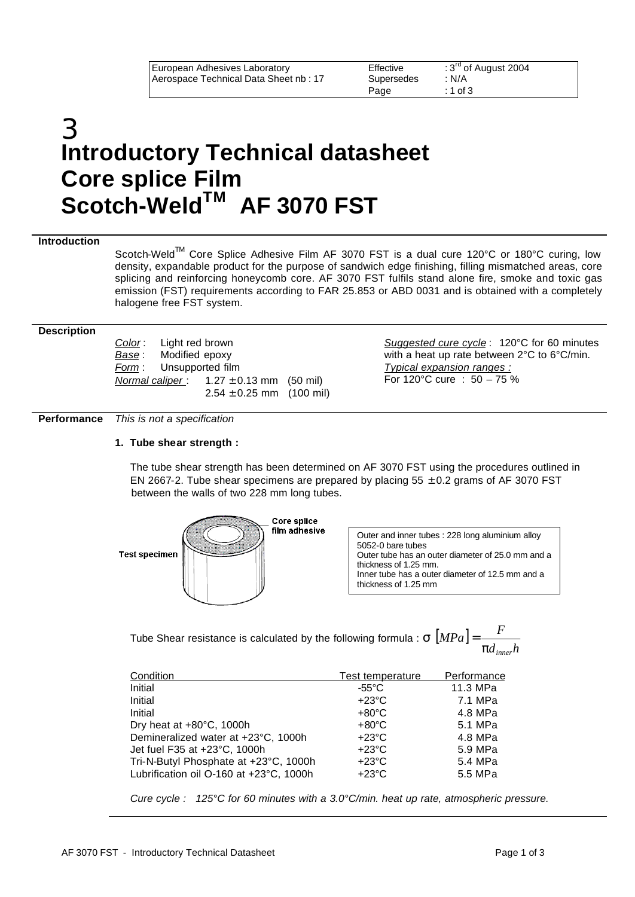| European Adhesives Laboratory | Effective | : 3rd of August 2004 |
|---|---|---|
| Aerospace Technical Data Sheet nb : 17 | Supersedes | : N/A |
| | Page | : 1 of 3 |

# Introductory Technical datasheet
# Core splice Film
# Scotch-Weld™ AF 3070 FST

## Introduction

Scotch-Weld™ Core Splice Adhesive Film AF 3070 FST is a dual cure 120°C or 180°C curing, low density, expandable product for the purpose of sandwich edge finishing, filling mismatched areas, core splicing and reinforcing honeycomb core. AF 3070 FST fulfils stand alone fire, smoke and toxic gas emission (FST) requirements according to FAR 25.853 or ABD 0031 and is obtained with a completely halogene free FST system.

## Description

*Color* : Light red brown
*Base* : Modified epoxy
*Form* : Unsupported film
*Normal caliper* : 1.27 ± 0.13 mm (50 mil)
2.54 ± 0.25 mm (100 mil)

*Suggested cure cycle* : 120°C for 60 minutes with a heat up rate between 2°C to 6°C/min.
*Typical expansion ranges :*
For 120°C cure : 50 – 75 %

## Performance

*This is not a specification*

**1. Tube shear strength :**

The tube shear strength has been determined on AF 3070 FST using the procedures outlined in EN 2667-2. Tube shear specimens are prepared by placing 55 ± 0.2 grams of AF 3070 FST between the walls of two 228 mm long tubes.

Test specimen — Core splice film adhesive

Outer and inner tubes : 228 long aluminium alloy 5052-0 bare tubes
Outer tube has an outer diameter of 25.0 mm and a thickness of 1.25 mm.
Inner tube has a outer diameter of 12.5 mm and a thickness of 1.25 mm

Tube Shear resistance is calculated by the following formula : $\sigma\,[MPa] = \dfrac{F}{\pi d_{inner} h}$

| Condition | Test temperature | Performance |
|---|---|---|
| Initial | -55°C | 11.3 MPa |
| Initial | +23°C | 7.1 MPa |
| Initial | +80°C | 4.8 MPa |
| Dry heat at +80°C, 1000h | +80°C | 5.1 MPa |
| Demineralized water at +23°C, 1000h | +23°C | 4.8 MPa |
| Jet fuel F35 at +23°C, 1000h | +23°C | 5.9 MPa |
| Tri-N-Butyl Phosphate at +23°C, 1000h | +23°C | 5.4 MPa |
| Lubrification oil O-160 at +23°C, 1000h | +23°C | 5.5 MPa |

*Cure cycle : 125°C for 60 minutes with a 3.0°C/min. heat up rate, atmospheric pressure.*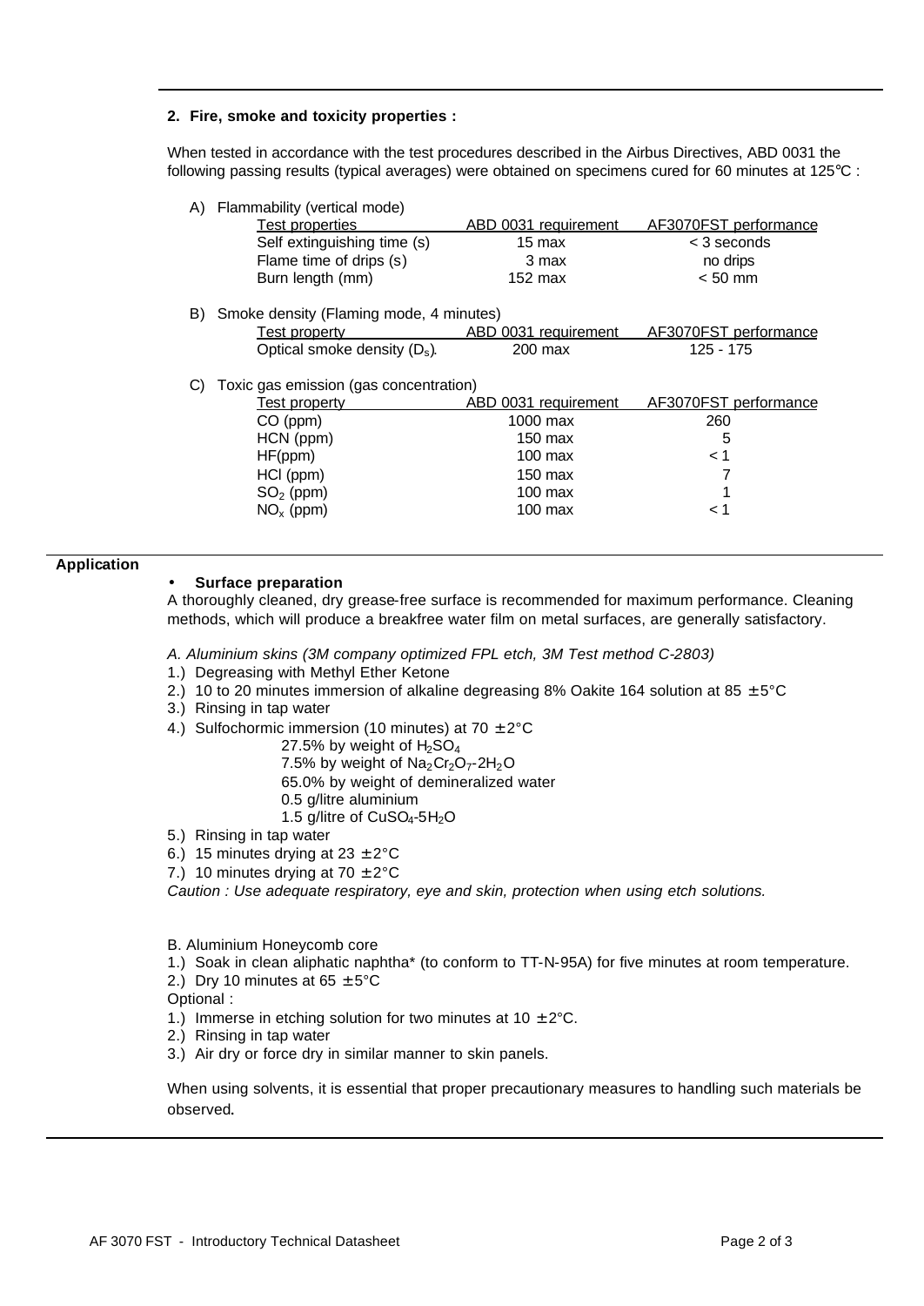## 2. Fire, smoke and toxicity properties :

When tested in accordance with the test procedures described in the Airbus Directives, ABD 0031 the following passing results (typical averages) were obtained on specimens cured for 60 minutes at 125°C :

A) Flammability (vertical mode)

| Test properties | ABD 0031 requirement | AF3070FST performance |
|---|---|---|
| Self extinguishing time (s) | 15 max | < 3 seconds |
| Flame time of drips (s) | 3 max | no drips |
| Burn length (mm) | 152 max | < 50 mm |

B) Smoke density (Flaming mode, 4 minutes)

| Test property | ABD 0031 requirement | AF3070FST performance |
|---|---|---|
| Optical smoke density ($D_s$). | 200 max | 125 - 175 |

C) Toxic gas emission (gas concentration)

| Test property | ABD 0031 requirement | AF3070FST performance |
|---|---|---|
| CO (ppm) | 1000 max | 260 |
| HCN (ppm) | 150 max | 5 |
| HF(ppm) | 100 max | < 1 |
| HCl (ppm) | 150 max | 7 |
| $SO_2$ (ppm) | 100 max | 1 |
| $NO_x$ (ppm) | 100 max | < 1 |

## Application

- **Surface preparation**

A thoroughly cleaned, dry grease-free surface is recommended for maximum performance. Cleaning methods, which will produce a breakfree water film on metal surfaces, are generally satisfactory.

*A. Aluminium skins (3M company optimized FPL etch, 3M Test method C-2803)*

1.) Degreasing with Methyl Ether Ketone
2.) 10 to 20 minutes immersion of alkaline degreasing 8% Oakite 164 solution at 85 ± 5°C
3.) Rinsing in tap water
4.) Sulfochormic immersion (10 minutes) at 70 ± 2°C
    - 27.5% by weight of $H_2SO_4$
    - 7.5% by weight of $Na_2Cr_2O_7$-$2H_2O$
    - 65.0% by weight of demineralized water
    - 0.5 g/litre aluminium
    - 1.5 g/litre of $CuSO_4$-$5H_2O$
5.) Rinsing in tap water
6.) 15 minutes drying at 23 ± 2°C
7.) 10 minutes drying at 70 ± 2°C

*Caution : Use adequate respiratory, eye and skin, protection when using etch solutions.*

B. Aluminium Honeycomb core

1.) Soak in clean aliphatic naphtha* (to conform to TT-N-95A) for five minutes at room temperature.
2.) Dry 10 minutes at 65 ± 5°C

Optional :

1.) Immerse in etching solution for two minutes at 10 ± 2°C.
2.) Rinsing in tap water
3.) Air dry or force dry in similar manner to skin panels.

When using solvents, it is essential that proper precautionary measures to handling such materials be observed.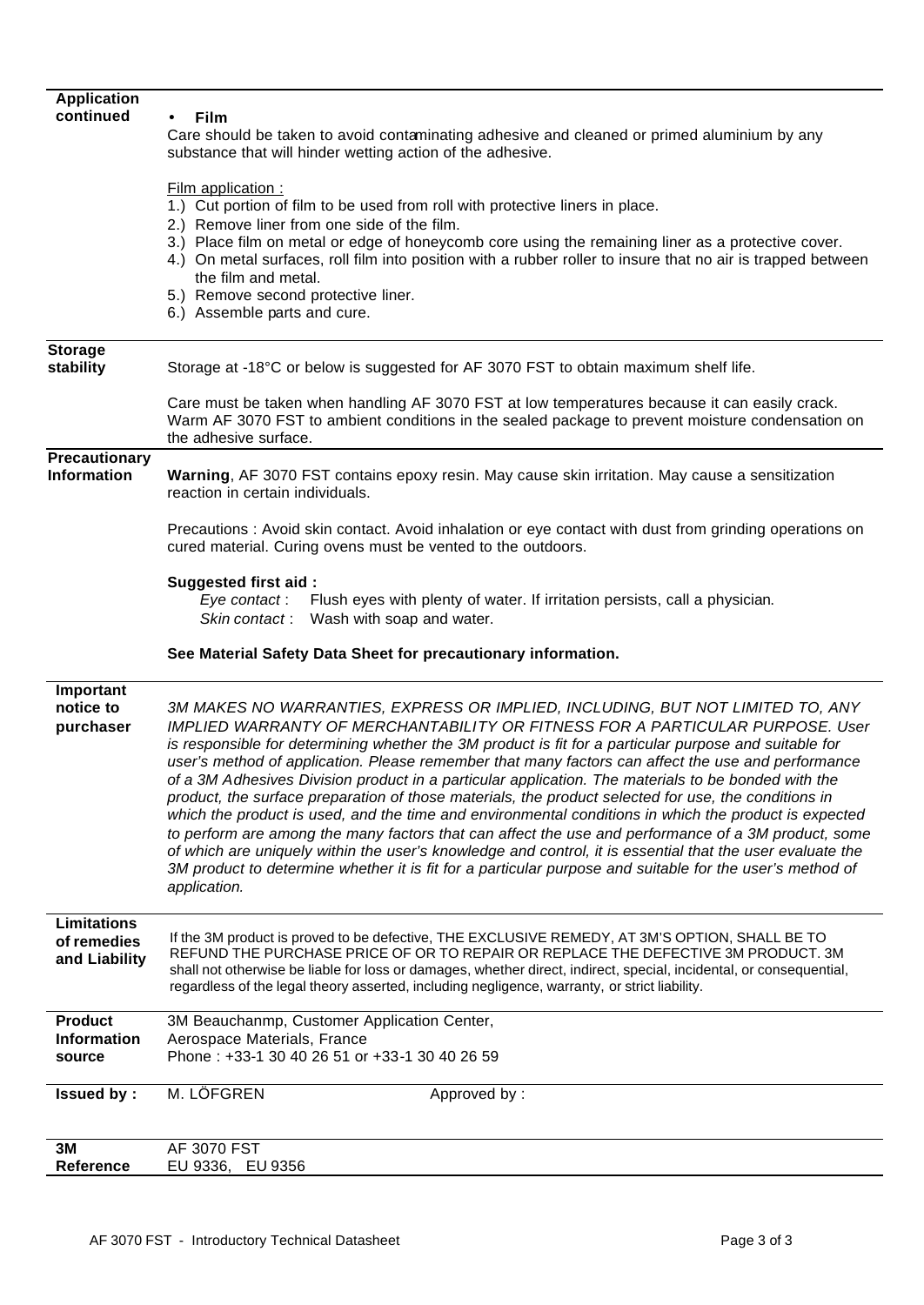## Application continued

- **Film**

Care should be taken to avoid contaminating adhesive and cleaned or primed aluminium by any substance that will hinder wetting action of the adhesive.

Film application :

1.) Cut portion of film to be used from roll with protective liners in place.
2.) Remove liner from one side of the film.
3.) Place film on metal or edge of honeycomb core using the remaining liner as a protective cover.
4.) On metal surfaces, roll film into position with a rubber roller to insure that no air is trapped between the film and metal.
5.) Remove second protective liner.
6.) Assemble parts and cure.

## Storage stability

Storage at -18°C or below is suggested for AF 3070 FST to obtain maximum shelf life.

Care must be taken when handling AF 3070 FST at low temperatures because it can easily crack. Warm AF 3070 FST to ambient conditions in the sealed package to prevent moisture condensation on the adhesive surface.

## Precautionary Information

**Warning**, AF 3070 FST contains epoxy resin. May cause skin irritation. May cause a sensitization reaction in certain individuals.

Precautions : Avoid skin contact. Avoid inhalation or eye contact with dust from grinding operations on cured material. Curing ovens must be vented to the outdoors.

**Suggested first aid :**

*Eye contact* : Flush eyes with plenty of water. If irritation persists, call a physician.
*Skin contact* : Wash with soap and water.

**See Material Safety Data Sheet for precautionary information.**

## Important notice to purchaser

*3M MAKES NO WARRANTIES, EXPRESS OR IMPLIED, INCLUDING, BUT NOT LIMITED TO, ANY IMPLIED WARRANTY OF MERCHANTABILITY OR FITNESS FOR A PARTICULAR PURPOSE. User is responsible for determining whether the 3M product is fit for a particular purpose and suitable for user's method of application. Please remember that many factors can affect the use and performance of a 3M Adhesives Division product in a particular application. The materials to be bonded with the product, the surface preparation of those materials, the product selected for use, the conditions in which the product is used, and the time and environmental conditions in which the product is expected to perform are among the many factors that can affect the use and performance of a 3M product, some of which are uniquely within the user's knowledge and control, it is essential that the user evaluate the 3M product to determine whether it is fit for a particular purpose and suitable for the user's method of application.*

## Limitations of remedies and Liability

If the 3M product is proved to be defective, THE EXCLUSIVE REMEDY, AT 3M'S OPTION, SHALL BE TO REFUND THE PURCHASE PRICE OF OR TO REPAIR OR REPLACE THE DEFECTIVE 3M PRODUCT. 3M shall not otherwise be liable for loss or damages, whether direct, indirect, special, incidental, or consequential, regardless of the legal theory asserted, including negligence, warranty, or strict liability.

## Product Information source

3M Beauchanmp, Customer Application Center,
Aerospace Materials, France
Phone : +33-1 30 40 26 51 or +33-1 30 40 26 59

**Issued by :** M. LÖFGREN  Approved by :

**3M Reference** AF 3070 FST
EU 9336, EU 9356